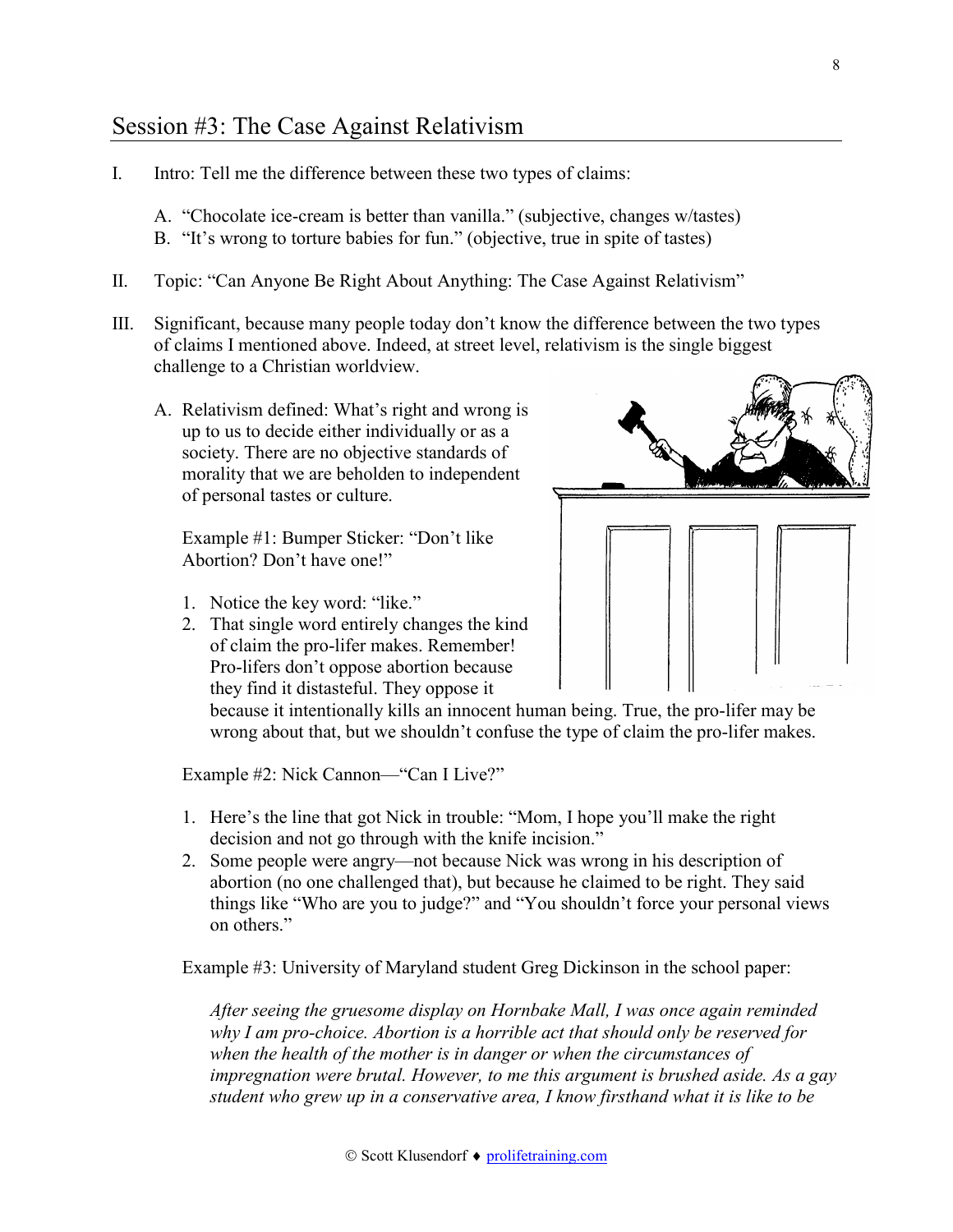## Session #3: The Case Against Relativism

I. Intro: Tell me the difference between these two types of claims:

   A. "Chocolate ice-cream is better than vanilla." (subjective, changes w/tastes)
   B. "It's wrong to torture babies for fun." (objective, true in spite of tastes)

II. Topic: "Can Anyone Be Right About Anything: The Case Against Relativism"

III. Significant, because many people today don't know the difference between the two types of claims I mentioned above. Indeed, at street level, relativism is the single biggest challenge to a Christian worldview.

   A. Relativism defined: What's right and wrong is up to us to decide either individually or as a society. There are no objective standards of morality that we are beholden to independent of personal tastes or culture.

      Example #1: Bumper Sticker: "Don't like Abortion? Don't have one!"

      1. Notice the key word: "like."
      2. That single word entirely changes the kind of claim the pro-lifer makes. Remember! Pro-lifers don't oppose abortion because they find it distasteful. They oppose it because it intentionally kills an innocent human being. True, the pro-lifer may be wrong about that, but we shouldn't confuse the type of claim the pro-lifer makes.

      Example #2: Nick Cannon—"Can I Live?"

      1. Here's the line that got Nick in trouble: "Mom, I hope you'll make the right decision and not go through with the knife incision."
      2. Some people were angry—not because Nick was wrong in his description of abortion (no one challenged that), but because he claimed to be right. They said things like "Who are you to judge?" and "You shouldn't force your personal views on others."

      Example #3: University of Maryland student Greg Dickinson in the school paper:

      *After seeing the gruesome display on Hornbake Mall, I was once again reminded why I am pro-choice. Abortion is a horrible act that should only be reserved for when the health of the mother is in danger or when the circumstances of impregnation were brutal. However, to me this argument is brushed aside. As a gay student who grew up in a conservative area, I know firsthand what it is like to be*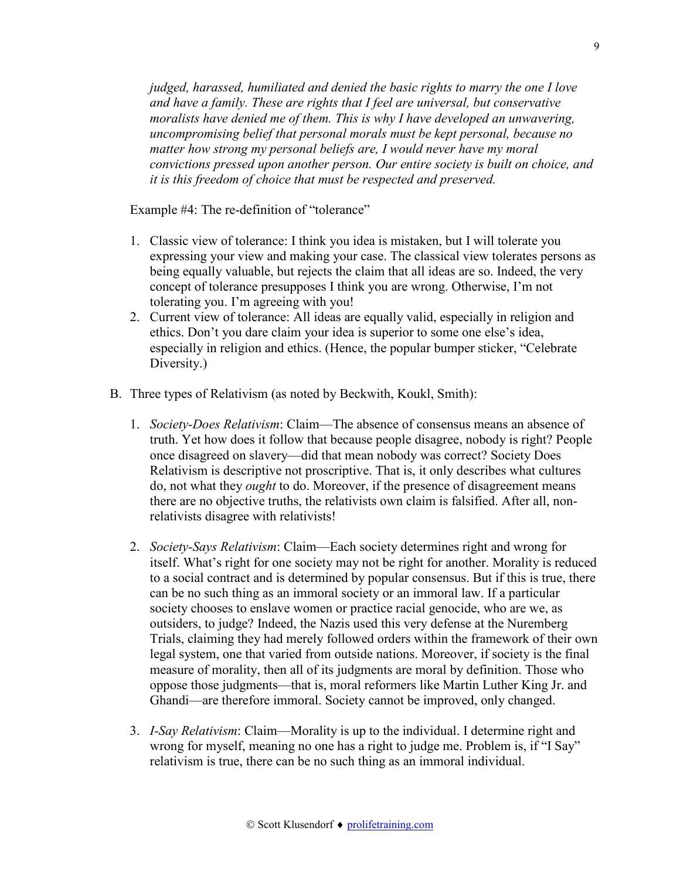*judged, harassed, humiliated and denied the basic rights to marry the one I love and have a family. These are rights that I feel are universal, but conservative moralists have denied me of them. This is why I have developed an unwavering, uncompromising belief that personal morals must be kept personal, because no matter how strong my personal beliefs are, I would never have my moral convictions pressed upon another person. Our entire society is built on choice, and it is this freedom of choice that must be respected and preserved.*

Example #4: The re-definition of "tolerance"

1. Classic view of tolerance: I think you idea is mistaken, but I will tolerate you expressing your view and making your case. The classical view tolerates persons as being equally valuable, but rejects the claim that all ideas are so. Indeed, the very concept of tolerance presupposes I think you are wrong. Otherwise, I'm not tolerating you. I'm agreeing with you!
2. Current view of tolerance: All ideas are equally valid, especially in religion and ethics. Don't you dare claim your idea is superior to some one else's idea, especially in religion and ethics. (Hence, the popular bumper sticker, "Celebrate Diversity.)

B. Three types of Relativism (as noted by Beckwith, Koukl, Smith):

1. *Society-Does Relativism*: Claim—The absence of consensus means an absence of truth. Yet how does it follow that because people disagree, nobody is right? People once disagreed on slavery—did that mean nobody was correct? Society Does Relativism is descriptive not proscriptive. That is, it only describes what cultures do, not what they *ought* to do. Moreover, if the presence of disagreement means there are no objective truths, the relativists own claim is falsified. After all, non-relativists disagree with relativists!

2. *Society-Says Relativism*: Claim—Each society determines right and wrong for itself. What's right for one society may not be right for another. Morality is reduced to a social contract and is determined by popular consensus. But if this is true, there can be no such thing as an immoral society or an immoral law. If a particular society chooses to enslave women or practice racial genocide, who are we, as outsiders, to judge? Indeed, the Nazis used this very defense at the Nuremberg Trials, claiming they had merely followed orders within the framework of their own legal system, one that varied from outside nations. Moreover, if society is the final measure of morality, then all of its judgments are moral by definition. Those who oppose those judgments—that is, moral reformers like Martin Luther King Jr. and Ghandi—are therefore immoral. Society cannot be improved, only changed.

3. *I-Say Relativism*: Claim—Morality is up to the individual. I determine right and wrong for myself, meaning no one has a right to judge me. Problem is, if "I Say" relativism is true, there can be no such thing as an immoral individual.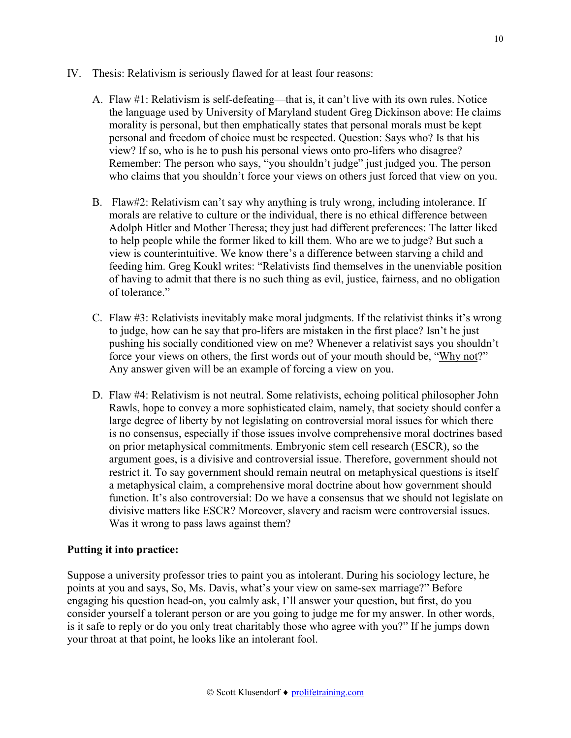IV. Thesis: Relativism is seriously flawed for at least four reasons:

A. Flaw #1: Relativism is self-defeating—that is, it can't live with its own rules. Notice the language used by University of Maryland student Greg Dickinson above: He claims morality is personal, but then emphatically states that personal morals must be kept personal and freedom of choice must be respected. Question: Says who? Is that his view? If so, who is he to push his personal views onto pro-lifers who disagree? Remember: The person who says, "you shouldn't judge" just judged you. The person who claims that you shouldn't force your views on others just forced that view on you.

B. Flaw#2: Relativism can't say why anything is truly wrong, including intolerance. If morals are relative to culture or the individual, there is no ethical difference between Adolph Hitler and Mother Theresa; they just had different preferences: The latter liked to help people while the former liked to kill them. Who are we to judge? But such a view is counterintuitive. We know there's a difference between starving a child and feeding him. Greg Koukl writes: "Relativists find themselves in the unenviable position of having to admit that there is no such thing as evil, justice, fairness, and no obligation of tolerance."

C. Flaw #3: Relativists inevitably make moral judgments. If the relativist thinks it's wrong to judge, how can he say that pro-lifers are mistaken in the first place? Isn't he just pushing his socially conditioned view on me? Whenever a relativist says you shouldn't force your views on others, the first words out of your mouth should be, "Why not?" Any answer given will be an example of forcing a view on you.

D. Flaw #4: Relativism is not neutral. Some relativists, echoing political philosopher John Rawls, hope to convey a more sophisticated claim, namely, that society should confer a large degree of liberty by not legislating on controversial moral issues for which there is no consensus, especially if those issues involve comprehensive moral doctrines based on prior metaphysical commitments. Embryonic stem cell research (ESCR), so the argument goes, is a divisive and controversial issue. Therefore, government should not restrict it. To say government should remain neutral on metaphysical questions is itself a metaphysical claim, a comprehensive moral doctrine about how government should function. It's also controversial: Do we have a consensus that we should not legislate on divisive matters like ESCR? Moreover, slavery and racism were controversial issues. Was it wrong to pass laws against them?

**Putting it into practice:**

Suppose a university professor tries to paint you as intolerant. During his sociology lecture, he points at you and says, So, Ms. Davis, what's your view on same-sex marriage?" Before engaging his question head-on, you calmly ask, I'll answer your question, but first, do you consider yourself a tolerant person or are you going to judge me for my answer. In other words, is it safe to reply or do you only treat charitably those who agree with you?" If he jumps down your throat at that point, he looks like an intolerant fool.